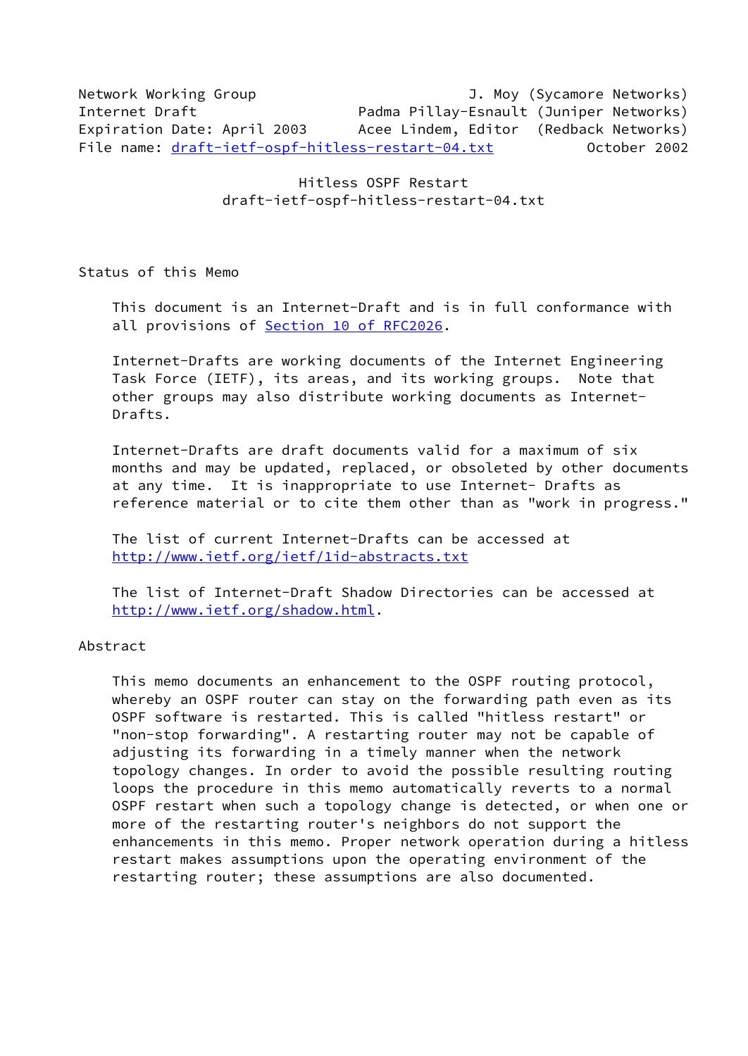Network Working Group J. Moy (Sycamore Networks)
Internet Draft Padma Pillay-Esnault (Juniper Networks)
Expiration Date: April 2003 Acee Lindem, Editor (Redback Networks)
File name: draft-ietf-ospf-hitless-restart-04.txt October 2002

# Hitless OSPF Restart
draft-ietf-ospf-hitless-restart-04.txt

## Status of this Memo

This document is an Internet-Draft and is in full conformance with all provisions of Section 10 of RFC2026.

Internet-Drafts are working documents of the Internet Engineering Task Force (IETF), its areas, and its working groups. Note that other groups may also distribute working documents as Internet-Drafts.

Internet-Drafts are draft documents valid for a maximum of six months and may be updated, replaced, or obsoleted by other documents at any time. It is inappropriate to use Internet- Drafts as reference material or to cite them other than as "work in progress."

The list of current Internet-Drafts can be accessed at http://www.ietf.org/ietf/1id-abstracts.txt

The list of Internet-Draft Shadow Directories can be accessed at http://www.ietf.org/shadow.html.

## Abstract

This memo documents an enhancement to the OSPF routing protocol, whereby an OSPF router can stay on the forwarding path even as its OSPF software is restarted. This is called "hitless restart" or "non-stop forwarding". A restarting router may not be capable of adjusting its forwarding in a timely manner when the network topology changes. In order to avoid the possible resulting routing loops the procedure in this memo automatically reverts to a normal OSPF restart when such a topology change is detected, or when one or more of the restarting router's neighbors do not support the enhancements in this memo. Proper network operation during a hitless restart makes assumptions upon the operating environment of the restarting router; these assumptions are also documented.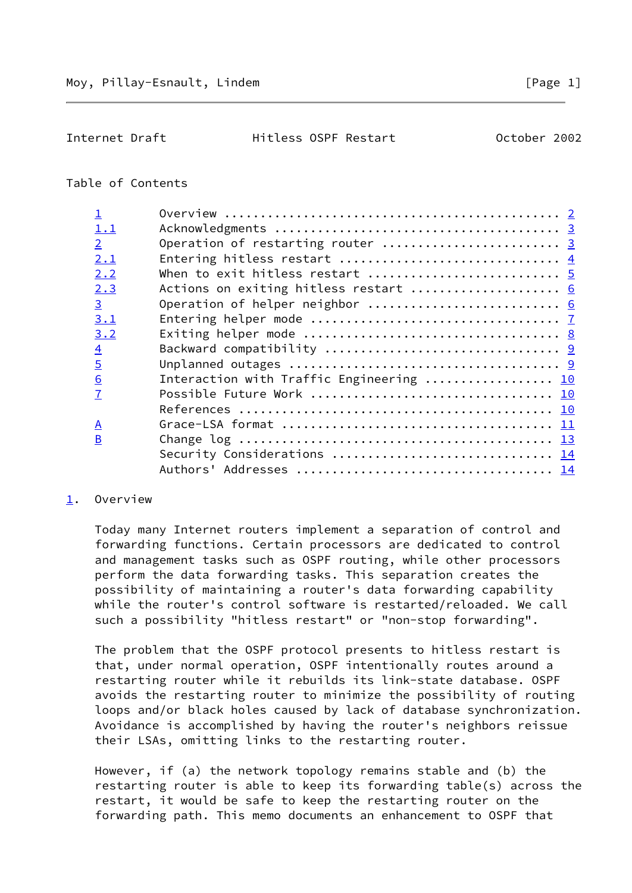Table of Contents

| | | |
|---|---|---|
| 1 | Overview | 2 |
| 1.1 | Acknowledgments | 3 |
| 2 | Operation of restarting router | 3 |
| 2.1 | Entering hitless restart | 4 |
| 2.2 | When to exit hitless restart | 5 |
| 2.3 | Actions on exiting hitless restart | 6 |
| 3 | Operation of helper neighbor | 6 |
| 3.1 | Entering helper mode | 7 |
| 3.2 | Exiting helper mode | 8 |
| 4 | Backward compatibility | 9 |
| 5 | Unplanned outages | 9 |
| 6 | Interaction with Traffic Engineering | 10 |
| 7 | Possible Future Work | 10 |
| | References | 10 |
| A | Grace-LSA format | 11 |
| B | Change log | 13 |
| | Security Considerations | 14 |
| | Authors' Addresses | 14 |

## 1. Overview

Today many Internet routers implement a separation of control and forwarding functions. Certain processors are dedicated to control and management tasks such as OSPF routing, while other processors perform the data forwarding tasks. This separation creates the possibility of maintaining a router's data forwarding capability while the router's control software is restarted/reloaded. We call such a possibility "hitless restart" or "non-stop forwarding".

The problem that the OSPF protocol presents to hitless restart is that, under normal operation, OSPF intentionally routes around a restarting router while it rebuilds its link-state database. OSPF avoids the restarting router to minimize the possibility of routing loops and/or black holes caused by lack of database synchronization. Avoidance is accomplished by having the router's neighbors reissue their LSAs, omitting links to the restarting router.

However, if (a) the network topology remains stable and (b) the restarting router is able to keep its forwarding table(s) across the restart, it would be safe to keep the restarting router on the forwarding path. This memo documents an enhancement to OSPF that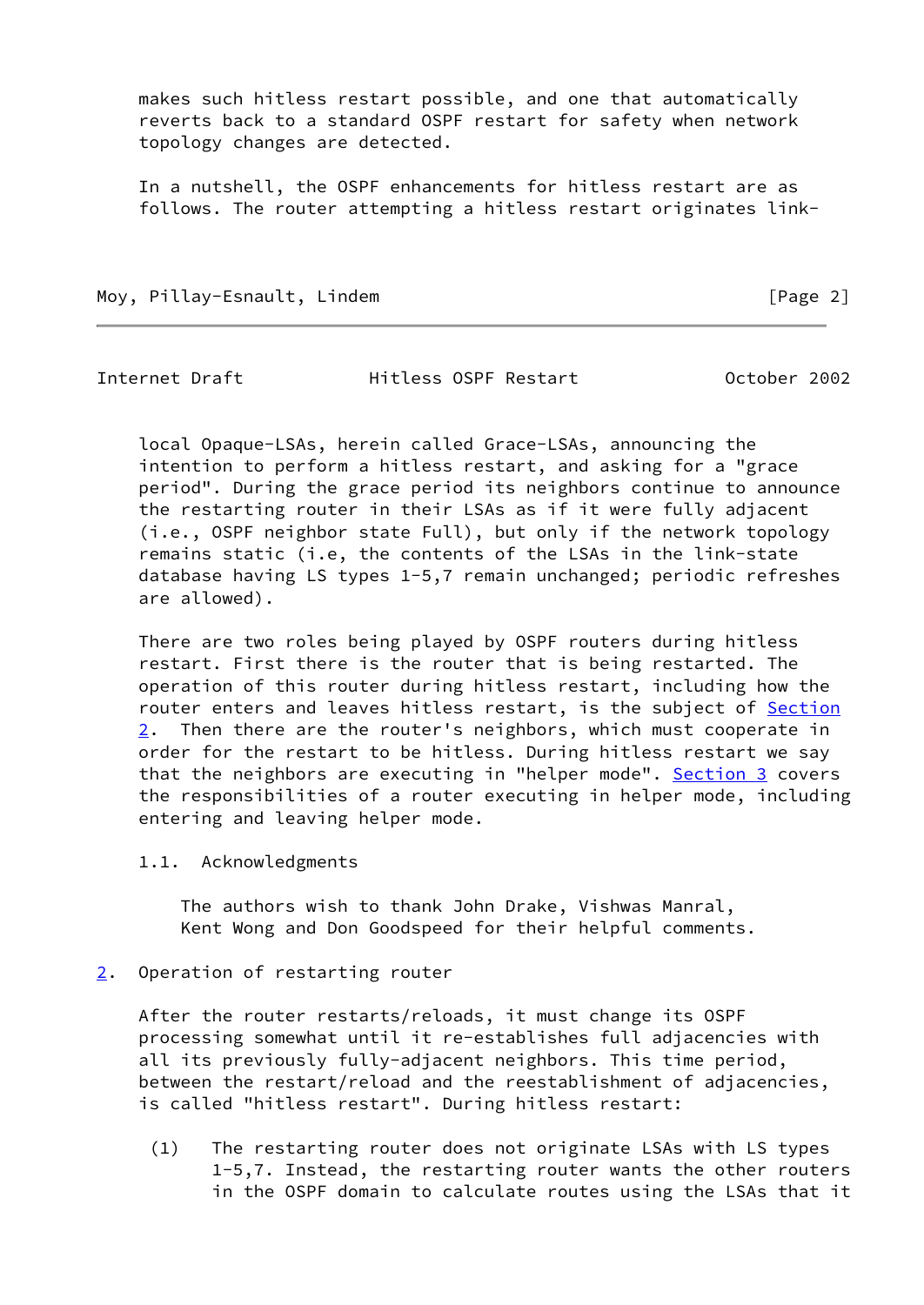makes such hitless restart possible, and one that automatically reverts back to a standard OSPF restart for safety when network topology changes are detected.

In a nutshell, the OSPF enhancements for hitless restart are as follows. The router attempting a hitless restart originates link-local Opaque-LSAs, herein called Grace-LSAs, announcing the intention to perform a hitless restart, and asking for a "grace period". During the grace period its neighbors continue to announce the restarting router in their LSAs as if it were fully adjacent (i.e., OSPF neighbor state Full), but only if the network topology remains static (i.e, the contents of the LSAs in the link-state database having LS types 1-5,7 remain unchanged; periodic refreshes are allowed).

There are two roles being played by OSPF routers during hitless restart. First there is the router that is being restarted. The operation of this router during hitless restart, including how the router enters and leaves hitless restart, is the subject of Section 2. Then there are the router's neighbors, which must cooperate in order for the restart to be hitless. During hitless restart we say that the neighbors are executing in "helper mode". Section 3 covers the responsibilities of a router executing in helper mode, including entering and leaving helper mode.

### 1.1. Acknowledgments

The authors wish to thank John Drake, Vishwas Manral, Kent Wong and Don Goodspeed for their helpful comments.

## 2. Operation of restarting router

After the router restarts/reloads, it must change its OSPF processing somewhat until it re-establishes full adjacencies with all its previously fully-adjacent neighbors. This time period, between the restart/reload and the reestablishment of adjacencies, is called "hitless restart". During hitless restart:

(1) The restarting router does not originate LSAs with LS types 1-5,7. Instead, the restarting router wants the other routers in the OSPF domain to calculate routes using the LSAs that it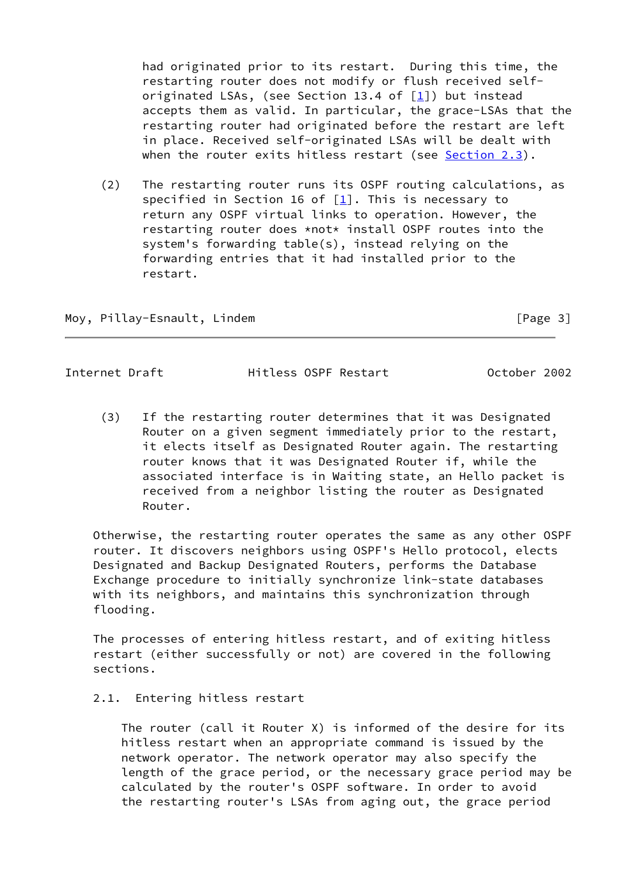had originated prior to its restart. During this time, the restarting router does not modify or flush received self-originated LSAs, (see Section 13.4 of [1]) but instead accepts them as valid. In particular, the grace-LSAs that the restarting router had originated before the restart are left in place. Received self-originated LSAs will be dealt with when the router exits hitless restart (see Section 2.3).

(2) The restarting router runs its OSPF routing calculations, as specified in Section 16 of [1]. This is necessary to return any OSPF virtual links to operation. However, the restarting router does *not* install OSPF routes into the system's forwarding table(s), instead relying on the forwarding entries that it had installed prior to the restart.

(3) If the restarting router determines that it was Designated Router on a given segment immediately prior to the restart, it elects itself as Designated Router again. The restarting router knows that it was Designated Router if, while the associated interface is in Waiting state, an Hello packet is received from a neighbor listing the router as Designated Router.

Otherwise, the restarting router operates the same as any other OSPF router. It discovers neighbors using OSPF's Hello protocol, elects Designated and Backup Designated Routers, performs the Database Exchange procedure to initially synchronize link-state databases with its neighbors, and maintains this synchronization through flooding.

The processes of entering hitless restart, and of exiting hitless restart (either successfully or not) are covered in the following sections.

## 2.1. Entering hitless restart

The router (call it Router X) is informed of the desire for its hitless restart when an appropriate command is issued by the network operator. The network operator may also specify the length of the grace period, or the necessary grace period may be calculated by the router's OSPF software. In order to avoid the restarting router's LSAs from aging out, the grace period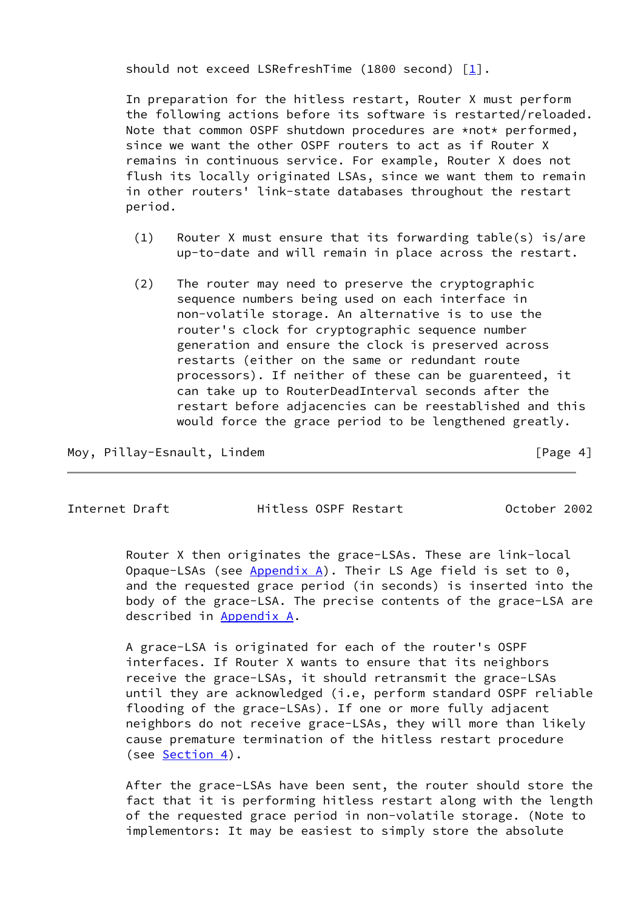should not exceed LSRefreshTime (1800 second) [1].

In preparation for the hitless restart, Router X must perform the following actions before its software is restarted/reloaded. Note that common OSPF shutdown procedures are *not* performed, since we want the other OSPF routers to act as if Router X remains in continuous service. For example, Router X does not flush its locally originated LSAs, since we want them to remain in other routers' link-state databases throughout the restart period.

(1) Router X must ensure that its forwarding table(s) is/are up-to-date and will remain in place across the restart.

(2) The router may need to preserve the cryptographic sequence numbers being used on each interface in non-volatile storage. An alternative is to use the router's clock for cryptographic sequence number generation and ensure the clock is preserved across restarts (either on the same or redundant route processors). If neither of these can be guarenteed, it can take up to RouterDeadInterval seconds after the restart before adjacencies can be reestablished and this would force the grace period to be lengthened greatly.

Router X then originates the grace-LSAs. These are link-local Opaque-LSAs (see Appendix A). Their LS Age field is set to 0, and the requested grace period (in seconds) is inserted into the body of the grace-LSA. The precise contents of the grace-LSA are described in Appendix A.

A grace-LSA is originated for each of the router's OSPF interfaces. If Router X wants to ensure that its neighbors receive the grace-LSAs, it should retransmit the grace-LSAs until they are acknowledged (i.e, perform standard OSPF reliable flooding of the grace-LSAs). If one or more fully adjacent neighbors do not receive grace-LSAs, they will more than likely cause premature termination of the hitless restart procedure (see Section 4).

After the grace-LSAs have been sent, the router should store the fact that it is performing hitless restart along with the length of the requested grace period in non-volatile storage. (Note to implementors: It may be easiest to simply store the absolute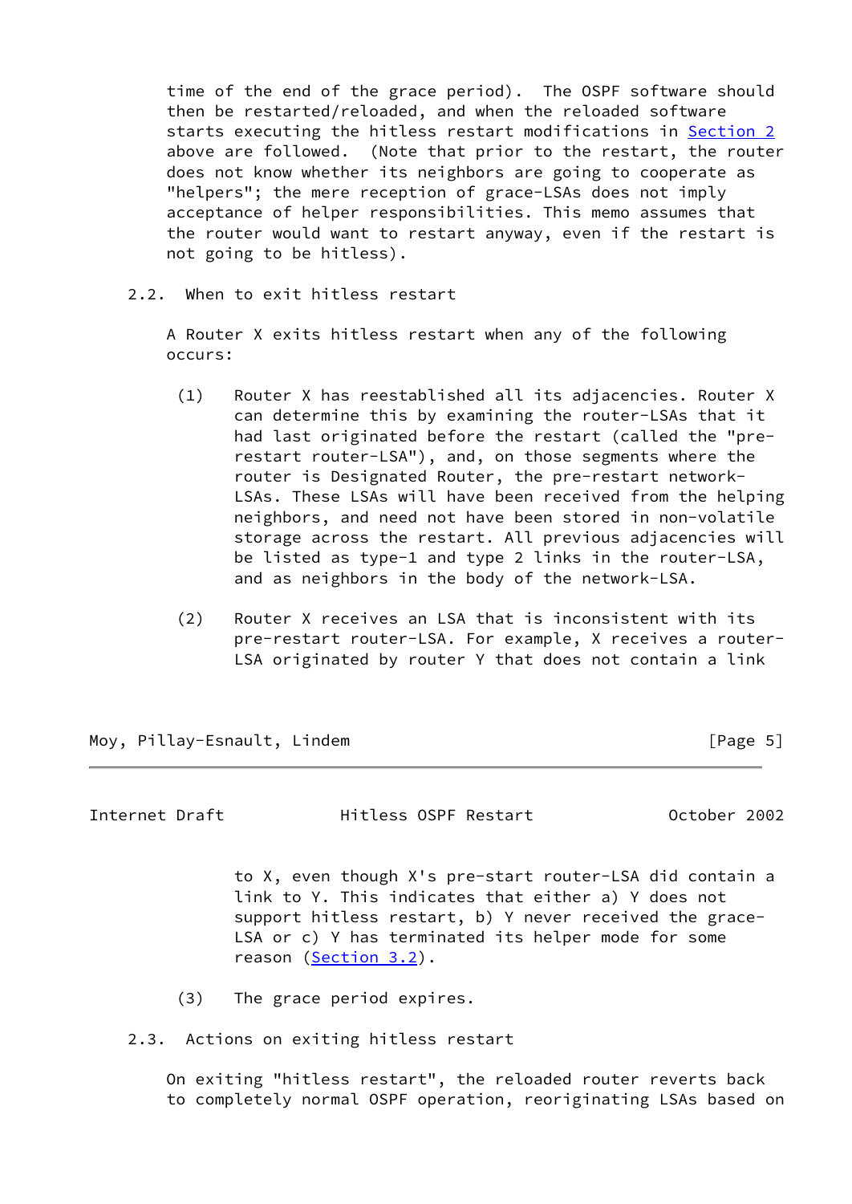time of the end of the grace period). The OSPF software should then be restarted/reloaded, and when the reloaded software starts executing the hitless restart modifications in Section 2 above are followed. (Note that prior to the restart, the router does not know whether its neighbors are going to cooperate as "helpers"; the mere reception of grace-LSAs does not imply acceptance of helper responsibilities. This memo assumes that the router would want to restart anyway, even if the restart is not going to be hitless).

## 2.2. When to exit hitless restart

A Router X exits hitless restart when any of the following occurs:

(1) Router X has reestablished all its adjacencies. Router X can determine this by examining the router-LSAs that it had last originated before the restart (called the "pre-restart router-LSA"), and, on those segments where the router is Designated Router, the pre-restart network-LSAs. These LSAs will have been received from the helping neighbors, and need not have been stored in non-volatile storage across the restart. All previous adjacencies will be listed as type-1 and type 2 links in the router-LSA, and as neighbors in the body of the network-LSA.

(2) Router X receives an LSA that is inconsistent with its pre-restart router-LSA. For example, X receives a router-LSA originated by router Y that does not contain a link to X, even though X's pre-start router-LSA did contain a link to Y. This indicates that either a) Y does not support hitless restart, b) Y never received the grace-LSA or c) Y has terminated its helper mode for some reason (Section 3.2).

(3) The grace period expires.

## 2.3. Actions on exiting hitless restart

On exiting "hitless restart", the reloaded router reverts back to completely normal OSPF operation, reoriginating LSAs based on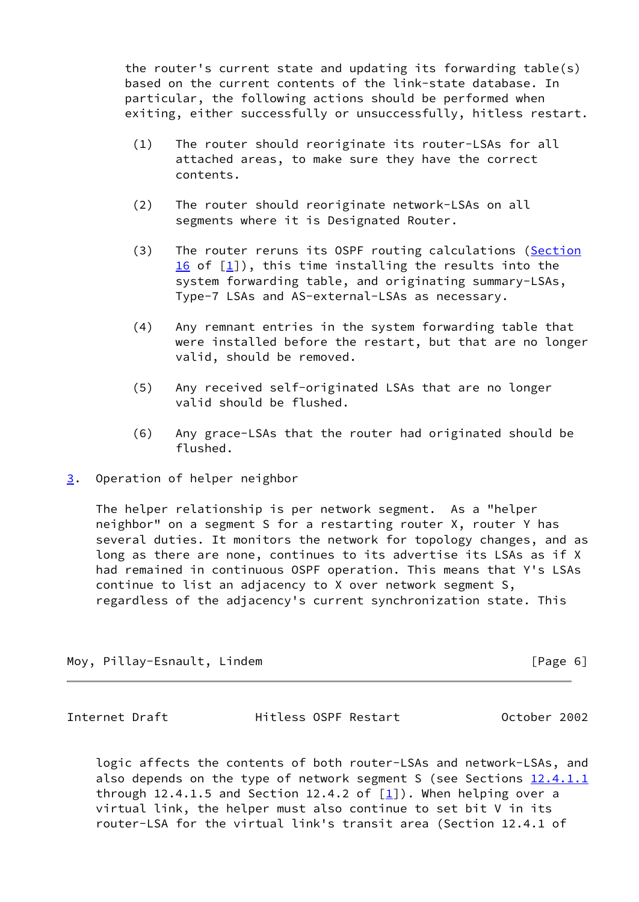the router's current state and updating its forwarding table(s) based on the current contents of the link-state database. In particular, the following actions should be performed when exiting, either successfully or unsuccessfully, hitless restart.

(1) The router should reoriginate its router-LSAs for all attached areas, to make sure they have the correct contents.

(2) The router should reoriginate network-LSAs on all segments where it is Designated Router.

(3) The router reruns its OSPF routing calculations (Section 16 of [1]), this time installing the results into the system forwarding table, and originating summary-LSAs, Type-7 LSAs and AS-external-LSAs as necessary.

(4) Any remnant entries in the system forwarding table that were installed before the restart, but that are no longer valid, should be removed.

(5) Any received self-originated LSAs that are no longer valid should be flushed.

(6) Any grace-LSAs that the router had originated should be flushed.

## 3. Operation of helper neighbor

The helper relationship is per network segment. As a "helper neighbor" on a segment S for a restarting router X, router Y has several duties. It monitors the network for topology changes, and as long as there are none, continues to its advertise its LSAs as if X had remained in continuous OSPF operation. This means that Y's LSAs continue to list an adjacency to X over network segment S, regardless of the adjacency's current synchronization state. This logic affects the contents of both router-LSAs and network-LSAs, and also depends on the type of network segment S (see Sections 12.4.1.1 through 12.4.1.5 and Section 12.4.2 of [1]). When helping over a virtual link, the helper must also continue to set bit V in its router-LSA for the virtual link's transit area (Section 12.4.1 of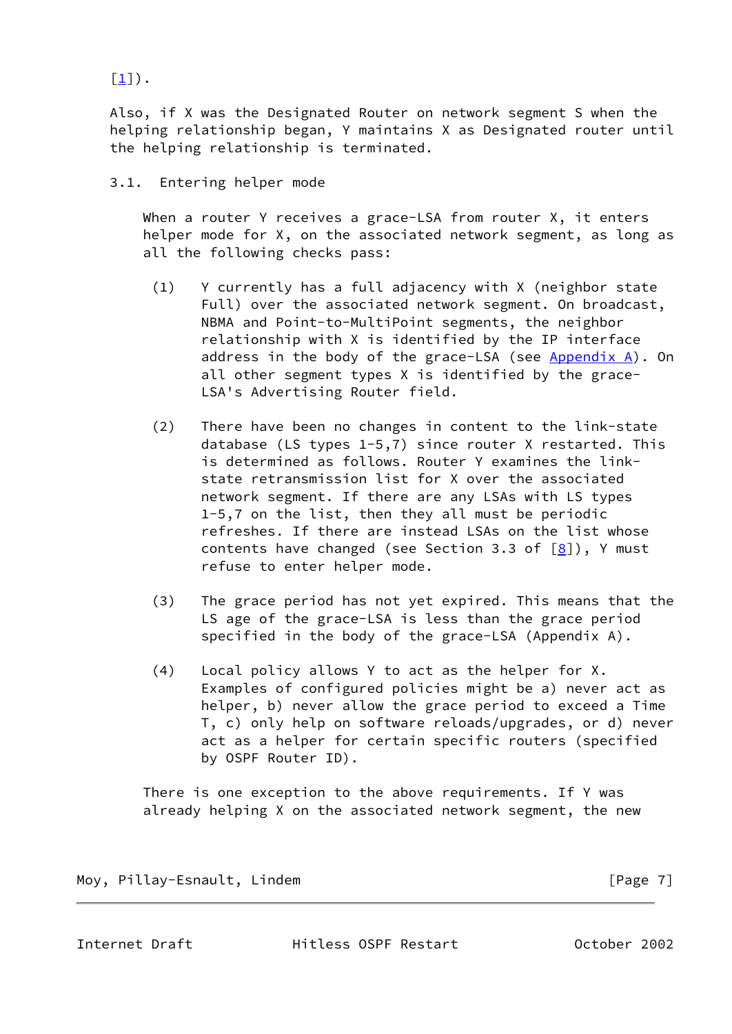[1]).

Also, if X was the Designated Router on network segment S when the helping relationship began, Y maintains X as Designated router until the helping relationship is terminated.

## 3.1. Entering helper mode

When a router Y receives a grace-LSA from router X, it enters helper mode for X, on the associated network segment, as long as all the following checks pass:

(1) Y currently has a full adjacency with X (neighbor state Full) over the associated network segment. On broadcast, NBMA and Point-to-MultiPoint segments, the neighbor relationship with X is identified by the IP interface address in the body of the grace-LSA (see Appendix A). On all other segment types X is identified by the grace-LSA's Advertising Router field.

(2) There have been no changes in content to the link-state database (LS types 1-5,7) since router X restarted. This is determined as follows. Router Y examines the link-state retransmission list for X over the associated network segment. If there are any LSAs with LS types 1-5,7 on the list, then they all must be periodic refreshes. If there are instead LSAs on the list whose contents have changed (see Section 3.3 of [8]), Y must refuse to enter helper mode.

(3) The grace period has not yet expired. This means that the LS age of the grace-LSA is less than the grace period specified in the body of the grace-LSA (Appendix A).

(4) Local policy allows Y to act as the helper for X. Examples of configured policies might be a) never act as helper, b) never allow the grace period to exceed a Time T, c) only help on software reloads/upgrades, or d) never act as a helper for certain specific routers (specified by OSPF Router ID).

There is one exception to the above requirements. If Y was already helping X on the associated network segment, the new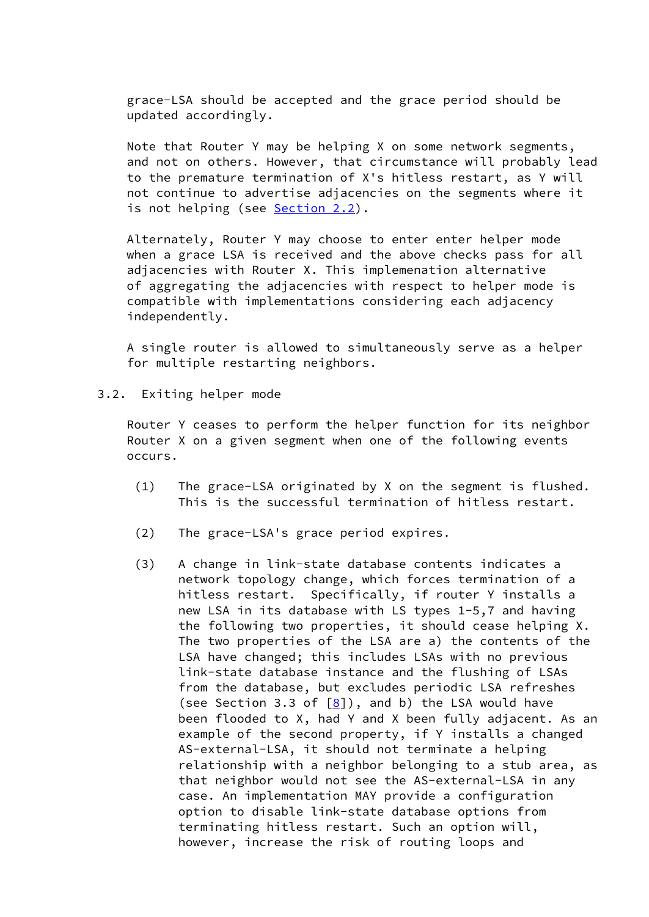grace-LSA should be accepted and the grace period should be updated accordingly.

Note that Router Y may be helping X on some network segments, and not on others. However, that circumstance will probably lead to the premature termination of X's hitless restart, as Y will not continue to advertise adjacencies on the segments where it is not helping (see Section 2.2).

Alternately, Router Y may choose to enter enter helper mode when a grace LSA is received and the above checks pass for all adjacencies with Router X. This implemenation alternative of aggregating the adjacencies with respect to helper mode is compatible with implementations considering each adjacency independently.

A single router is allowed to simultaneously serve as a helper for multiple restarting neighbors.

### 3.2. Exiting helper mode

Router Y ceases to perform the helper function for its neighbor Router X on a given segment when one of the following events occurs.

(1) The grace-LSA originated by X on the segment is flushed. This is the successful termination of hitless restart.

(2) The grace-LSA's grace period expires.

(3) A change in link-state database contents indicates a network topology change, which forces termination of a hitless restart. Specifically, if router Y installs a new LSA in its database with LS types 1-5,7 and having the following two properties, it should cease helping X. The two properties of the LSA are a) the contents of the LSA have changed; this includes LSAs with no previous link-state database instance and the flushing of LSAs from the database, but excludes periodic LSA refreshes (see Section 3.3 of [8]), and b) the LSA would have been flooded to X, had Y and X been fully adjacent. As an example of the second property, if Y installs a changed AS-external-LSA, it should not terminate a helping relationship with a neighbor belonging to a stub area, as that neighbor would not see the AS-external-LSA in any case. An implementation MAY provide a configuration option to disable link-state database options from terminating hitless restart. Such an option will, however, increase the risk of routing loops and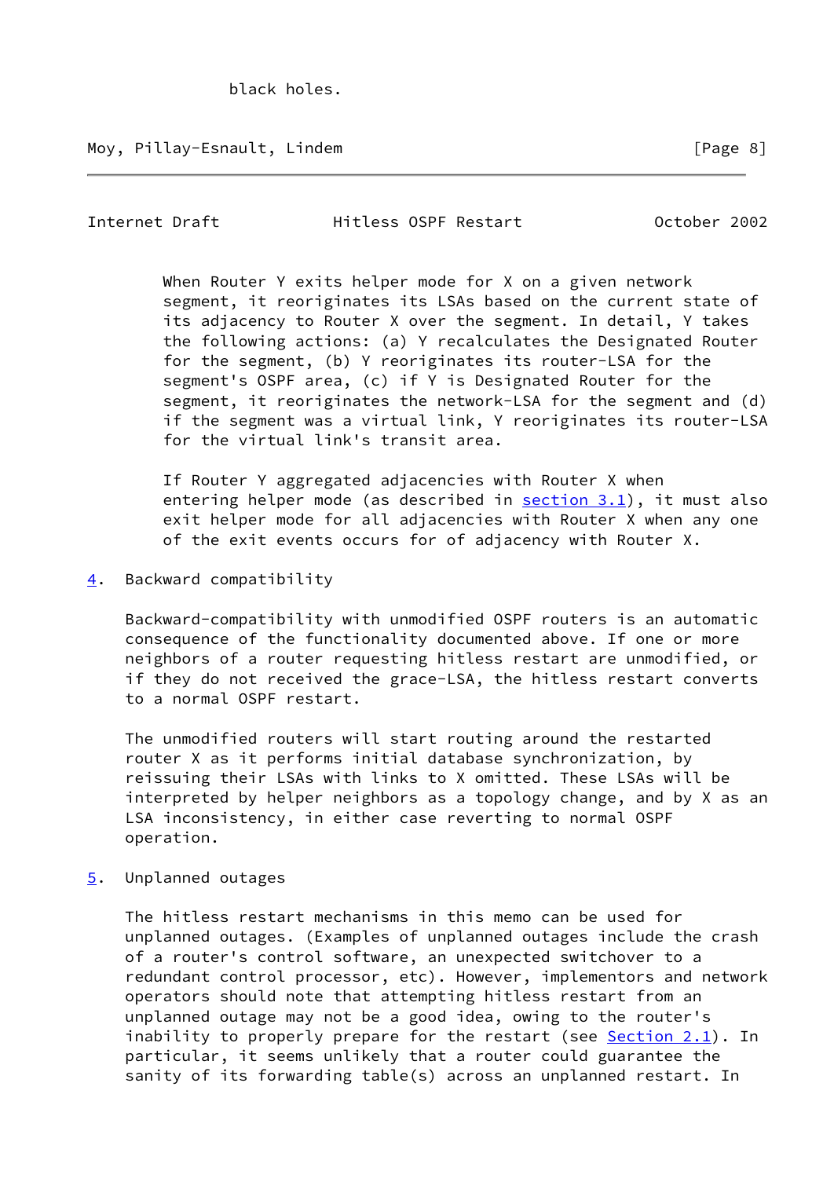black holes.

When Router Y exits helper mode for X on a given network segment, it reoriginates its LSAs based on the current state of its adjacency to Router X over the segment. In detail, Y takes the following actions: (a) Y recalculates the Designated Router for the segment, (b) Y reoriginates its router-LSA for the segment's OSPF area, (c) if Y is Designated Router for the segment, it reoriginates the network-LSA for the segment and (d) if the segment was a virtual link, Y reoriginates its router-LSA for the virtual link's transit area.

If Router Y aggregated adjacencies with Router X when entering helper mode (as described in section 3.1), it must also exit helper mode for all adjacencies with Router X when any one of the exit events occurs for of adjacency with Router X.

## 4. Backward compatibility

Backward-compatibility with unmodified OSPF routers is an automatic consequence of the functionality documented above. If one or more neighbors of a router requesting hitless restart are unmodified, or if they do not received the grace-LSA, the hitless restart converts to a normal OSPF restart.

The unmodified routers will start routing around the restarted router X as it performs initial database synchronization, by reissuing their LSAs with links to X omitted. These LSAs will be interpreted by helper neighbors as a topology change, and by X as an LSA inconsistency, in either case reverting to normal OSPF operation.

## 5. Unplanned outages

The hitless restart mechanisms in this memo can be used for unplanned outages. (Examples of unplanned outages include the crash of a router's control software, an unexpected switchover to a redundant control processor, etc). However, implementors and network operators should note that attempting hitless restart from an unplanned outage may not be a good idea, owing to the router's inability to properly prepare for the restart (see Section 2.1). In particular, it seems unlikely that a router could guarantee the sanity of its forwarding table(s) across an unplanned restart. In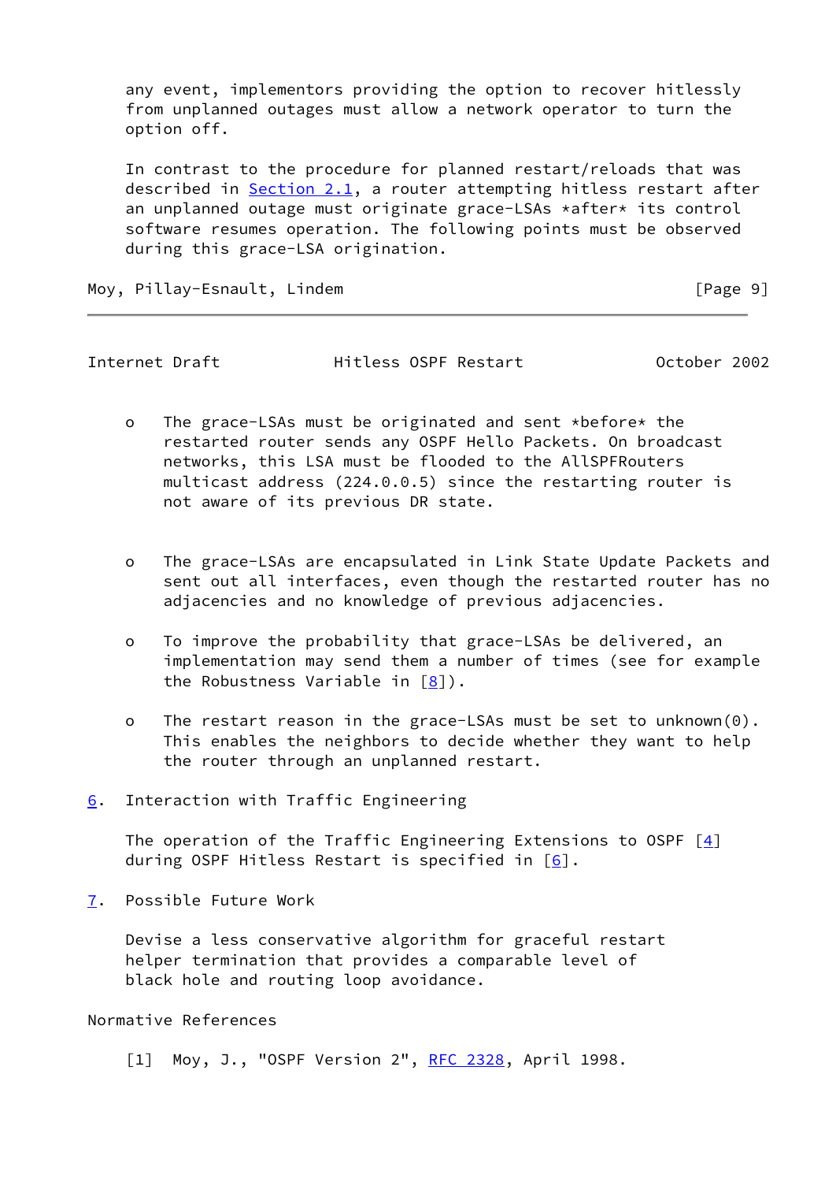any event, implementors providing the option to recover hitlessly from unplanned outages must allow a network operator to turn the option off.

In contrast to the procedure for planned restart/reloads that was described in Section 2.1, a router attempting hitless restart after an unplanned outage must originate grace-LSAs *after* its control software resumes operation. The following points must be observed during this grace-LSA origination.

- The grace-LSAs must be originated and sent *before* the restarted router sends any OSPF Hello Packets. On broadcast networks, this LSA must be flooded to the AllSPFRouters multicast address (224.0.0.5) since the restarting router is not aware of its previous DR state.

- The grace-LSAs are encapsulated in Link State Update Packets and sent out all interfaces, even though the restarted router has no adjacencies and no knowledge of previous adjacencies.

- To improve the probability that grace-LSAs be delivered, an implementation may send them a number of times (see for example the Robustness Variable in [8]).

- The restart reason in the grace-LSAs must be set to unknown(0). This enables the neighbors to decide whether they want to help the router through an unplanned restart.

## 6. Interaction with Traffic Engineering

The operation of the Traffic Engineering Extensions to OSPF [4] during OSPF Hitless Restart is specified in [6].

## 7. Possible Future Work

Devise a less conservative algorithm for graceful restart helper termination that provides a comparable level of black hole and routing loop avoidance.

## Normative References

[1]  Moy, J., "OSPF Version 2", RFC 2328, April 1998.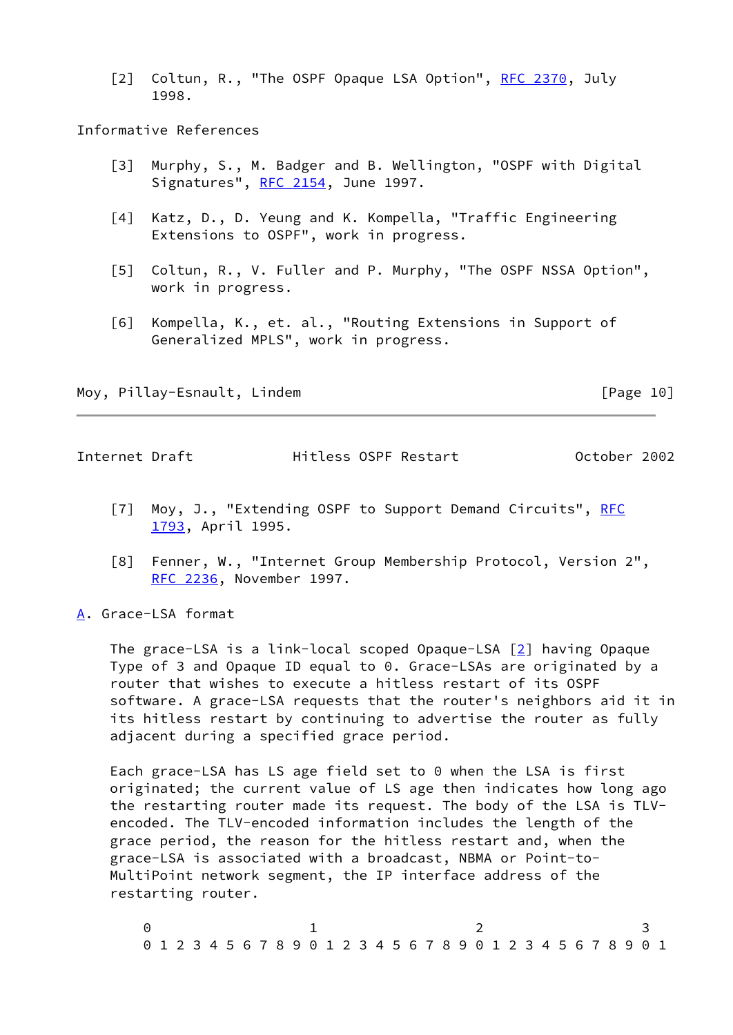[2] Coltun, R., "The OSPF Opaque LSA Option", RFC 2370, July 1998.

Informative References

[3] Murphy, S., M. Badger and B. Wellington, "OSPF with Digital Signatures", RFC 2154, June 1997.

[4] Katz, D., D. Yeung and K. Kompella, "Traffic Engineering Extensions to OSPF", work in progress.

[5] Coltun, R., V. Fuller and P. Murphy, "The OSPF NSSA Option", work in progress.

[6] Kompella, K., et. al., "Routing Extensions in Support of Generalized MPLS", work in progress.

[7] Moy, J., "Extending OSPF to Support Demand Circuits", RFC 1793, April 1995.

[8] Fenner, W., "Internet Group Membership Protocol, Version 2", RFC 2236, November 1997.

## A. Grace-LSA format

The grace-LSA is a link-local scoped Opaque-LSA [2] having Opaque Type of 3 and Opaque ID equal to 0. Grace-LSAs are originated by a router that wishes to execute a hitless restart of its OSPF software. A grace-LSA requests that the router's neighbors aid it in its hitless restart by continuing to advertise the router as fully adjacent during a specified grace period.

Each grace-LSA has LS age field set to 0 when the LSA is first originated; the current value of LS age then indicates how long ago the restarting router made its request. The body of the LSA is TLV-encoded. The TLV-encoded information includes the length of the grace period, the reason for the hitless restart and, when the grace-LSA is associated with a broadcast, NBMA or Point-to-MultiPoint network segment, the IP interface address of the restarting router.

```
 0                   1                   2                   3
 0 1 2 3 4 5 6 7 8 9 0 1 2 3 4 5 6 7 8 9 0 1 2 3 4 5 6 7 8 9 0 1
```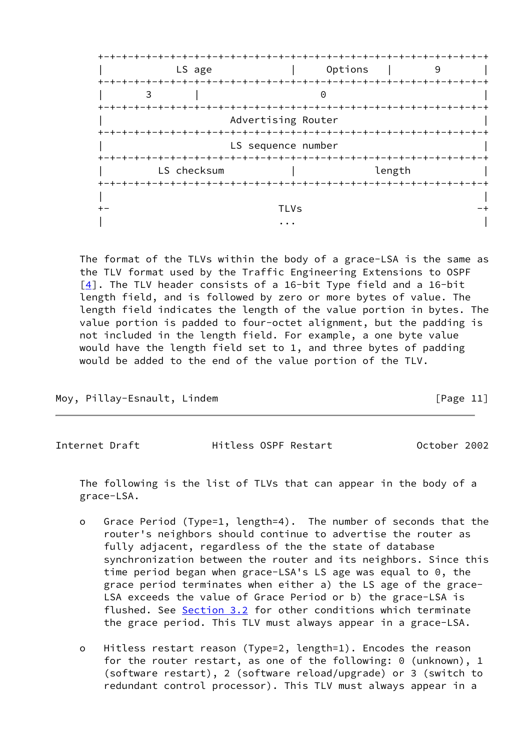```
 +-+-+-+-+-+-+-+-+-+-+-+-+-+-+-+-+-+-+-+-+-+-+-+-+-+-+-+-+-+-+-+-+
 |            LS age             |     Options   |       9       |
 +-+-+-+-+-+-+-+-+-+-+-+-+-+-+-+-+-+-+-+-+-+-+-+-+-+-+-+-+-+-+-+-+
 |       3       |                        0                      |
 +-+-+-+-+-+-+-+-+-+-+-+-+-+-+-+-+-+-+-+-+-+-+-+-+-+-+-+-+-+-+-+-+
 |                     Advertising Router                        |
 +-+-+-+-+-+-+-+-+-+-+-+-+-+-+-+-+-+-+-+-+-+-+-+-+-+-+-+-+-+-+-+-+
 |                     LS sequence number                        |
 +-+-+-+-+-+-+-+-+-+-+-+-+-+-+-+-+-+-+-+-+-+-+-+-+-+-+-+-+-+-+-+-+
 |         LS checksum           |             length            |
 +-+-+-+-+-+-+-+-+-+-+-+-+-+-+-+-+-+-+-+-+-+-+-+-+-+-+-+-+-+-+-+-+
 |                                                               |
 +-                            TLVs                             -+
 |                             ...                               |
```

The format of the TLVs within the body of a grace-LSA is the same as the TLV format used by the Traffic Engineering Extensions to OSPF [4]. The TLV header consists of a 16-bit Type field and a 16-bit length field, and is followed by zero or more bytes of value. The length field indicates the length of the value portion in bytes. The value portion is padded to four-octet alignment, but the padding is not included in the length field. For example, a one byte value would have the length field set to 1, and three bytes of padding would be added to the end of the value portion of the TLV.

The following is the list of TLVs that can appear in the body of a grace-LSA.

- Grace Period (Type=1, length=4). The number of seconds that the router's neighbors should continue to advertise the router as fully adjacent, regardless of the the state of database synchronization between the router and its neighbors. Since this time period began when grace-LSA's LS age was equal to 0, the grace period terminates when either a) the LS age of the grace-LSA exceeds the value of Grace Period or b) the grace-LSA is flushed. See Section 3.2 for other conditions which terminate the grace period. This TLV must always appear in a grace-LSA.

- Hitless restart reason (Type=2, length=1). Encodes the reason for the router restart, as one of the following: 0 (unknown), 1 (software restart), 2 (software reload/upgrade) or 3 (switch to redundant control processor). This TLV must always appear in a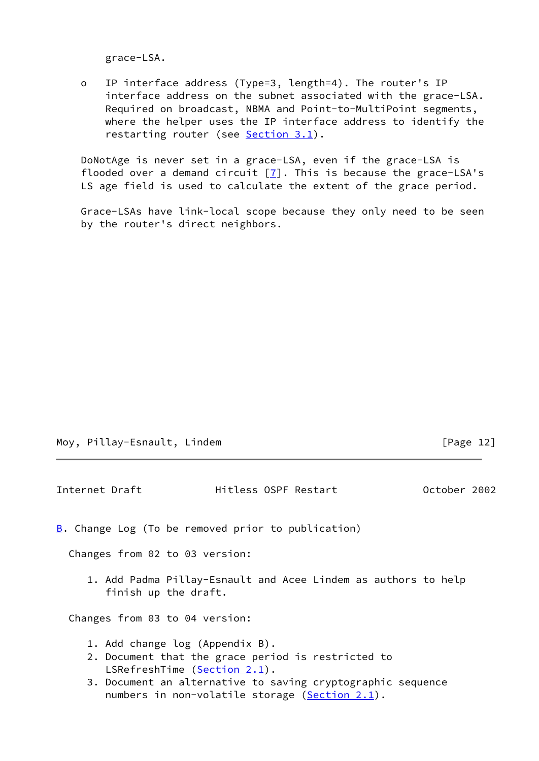grace-LSA.

- IP interface address (Type=3, length=4). The router's IP interface address on the subnet associated with the grace-LSA. Required on broadcast, NBMA and Point-to-MultiPoint segments, where the helper uses the IP interface address to identify the restarting router (see Section 3.1).

DoNotAge is never set in a grace-LSA, even if the grace-LSA is flooded over a demand circuit [7]. This is because the grace-LSA's LS age field is used to calculate the extent of the grace period.

Grace-LSAs have link-local scope because they only need to be seen by the router's direct neighbors.

## B. Change Log (To be removed prior to publication)

Changes from 02 to 03 version:

1. Add Padma Pillay-Esnault and Acee Lindem as authors to help finish up the draft.

Changes from 03 to 04 version:

1. Add change log (Appendix B).
2. Document that the grace period is restricted to LSRefreshTime (Section 2.1).
3. Document an alternative to saving cryptographic sequence numbers in non-volatile storage (Section 2.1).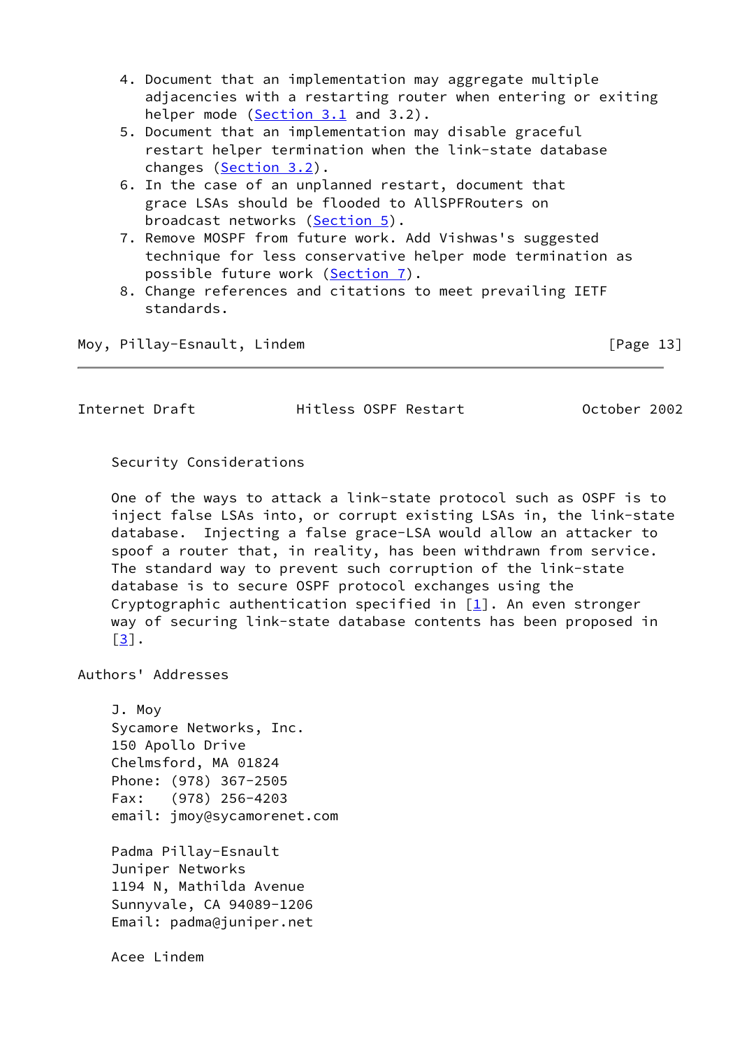4. Document that an implementation may aggregate multiple adjacencies with a restarting router when entering or exiting helper mode (Section 3.1 and 3.2).
5. Document that an implementation may disable graceful restart helper termination when the link-state database changes (Section 3.2).
6. In the case of an unplanned restart, document that grace LSAs should be flooded to AllSPFRouters on broadcast networks (Section 5).
7. Remove MOSPF from future work. Add Vishwas's suggested technique for less conservative helper mode termination as possible future work (Section 7).
8. Change references and citations to meet prevailing IETF standards.

## Security Considerations

One of the ways to attack a link-state protocol such as OSPF is to inject false LSAs into, or corrupt existing LSAs in, the link-state database. Injecting a false grace-LSA would allow an attacker to spoof a router that, in reality, has been withdrawn from service. The standard way to prevent such corruption of the link-state database is to secure OSPF protocol exchanges using the Cryptographic authentication specified in [1]. An even stronger way of securing link-state database contents has been proposed in [3].

## Authors' Addresses

J. Moy
Sycamore Networks, Inc.
150 Apollo Drive
Chelmsford, MA 01824
Phone: (978) 367-2505
Fax: (978) 256-4203
email: jmoy@sycamorenet.com

Padma Pillay-Esnault
Juniper Networks
1194 N, Mathilda Avenue
Sunnyvale, CA 94089-1206
Email: padma@juniper.net

Acee Lindem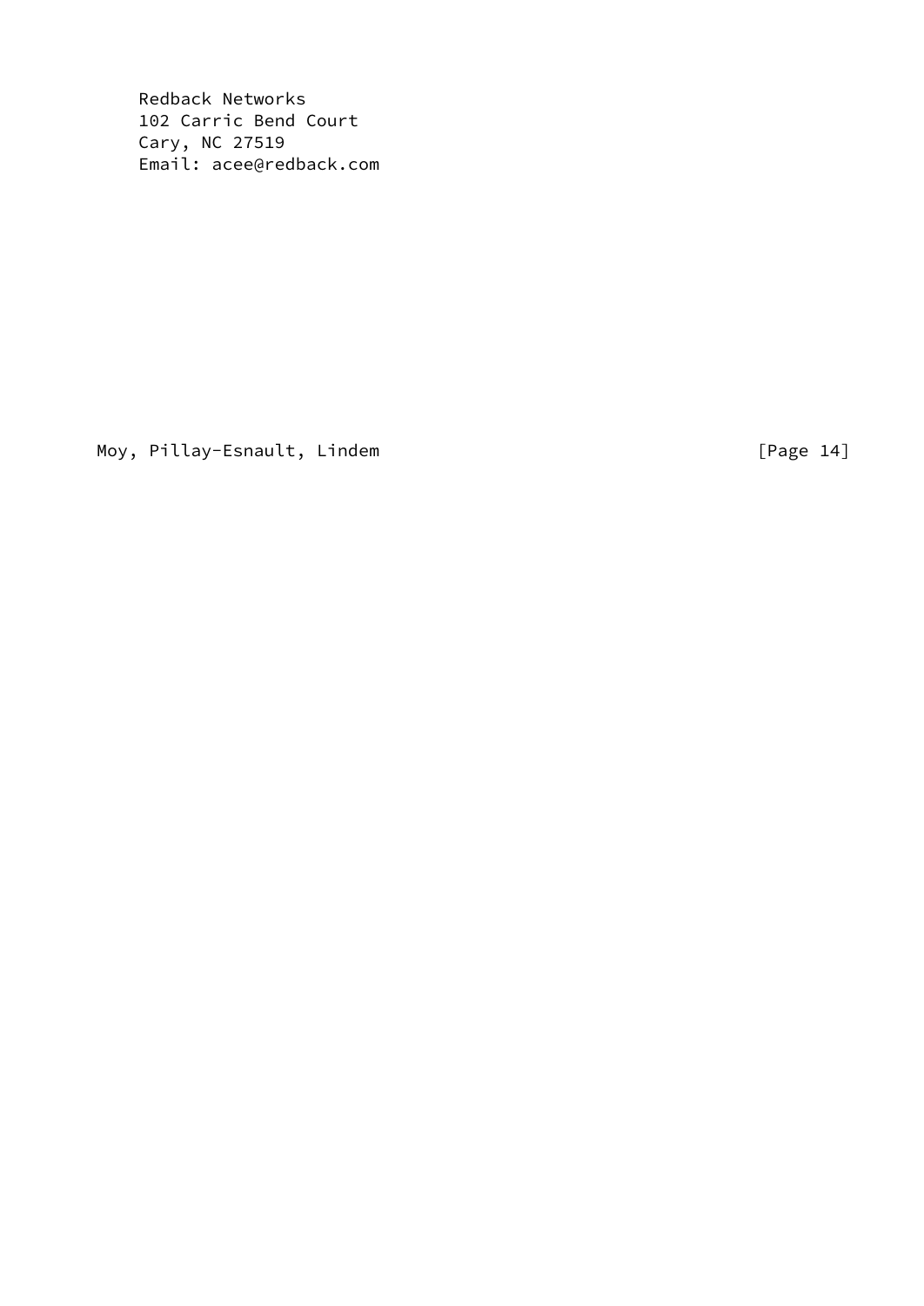Redback Networks
102 Carric Bend Court
Cary, NC 27519
Email: acee@redback.com